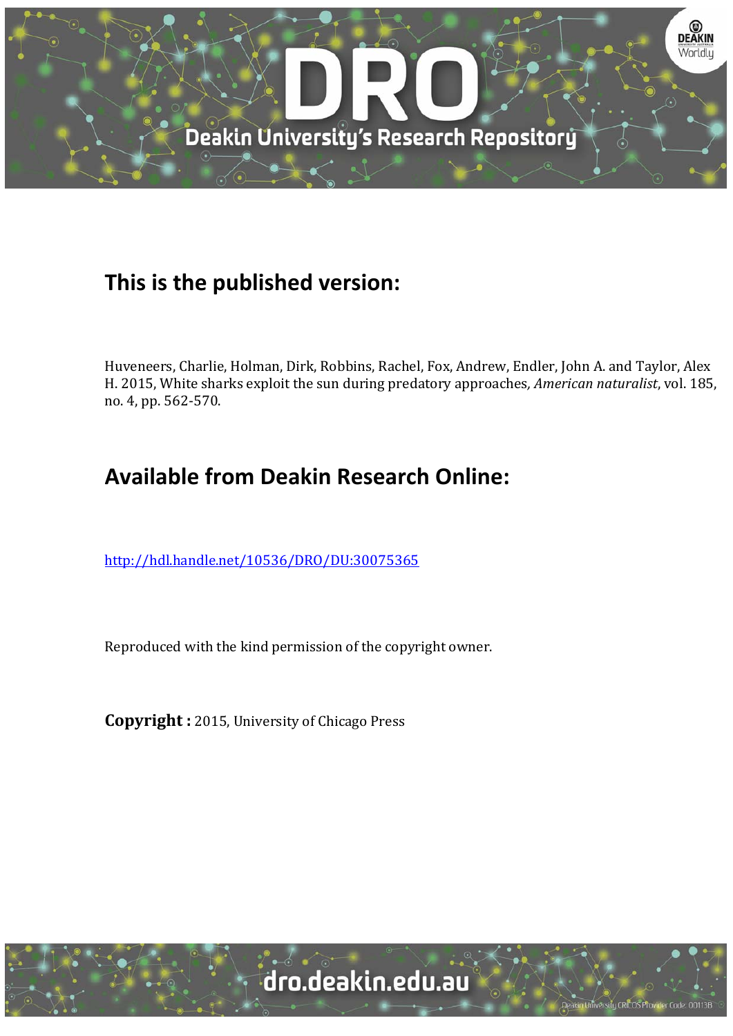## This is the published version:

Huveneers, Charlie, Holman, Dirk, Robbins, Rachel, Fox, Andrew, Endler, John A. and Taylor, Alex H. 2015, White sharks exploit the sun during predatory approaches, *American naturalist*, vol. 185, no. 4, pp. 562-570.

## Available from Deakin Research Online:

[http://hdl.handle.net/10536/DRO/DU:30075365](http://hdl.handle.net/10536/DRO/DU:30075365)

Reproduced with the kind permission of the copyright owner.

**Copyright :** 2015, University of Chicago Press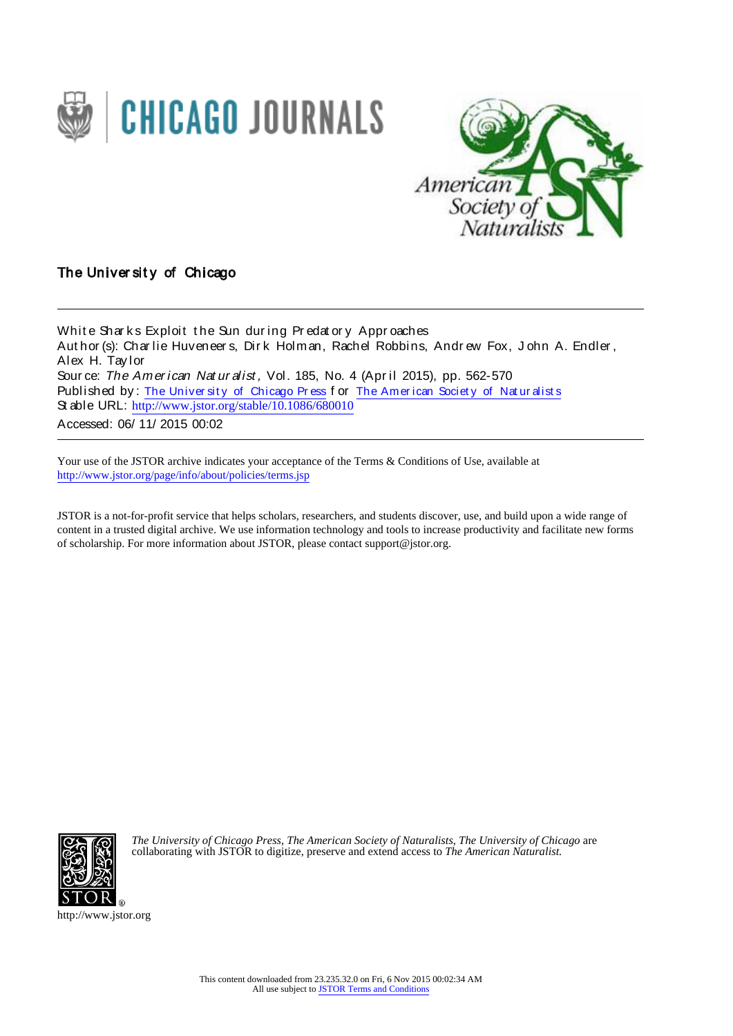The University of Chicago

White Sharks Exploit the Sun during Predatory Approaches
Author(s): Charlie Huveneers, Dirk Holman, Rachel Robbins, Andrew Fox, John A. Endler, Alex H. Taylor
Source: *The American Naturalist*, Vol. 185, No. 4 (April 2015), pp. 562-570
Published by: The University of Chicago Press for The American Society of Naturalists
Stable URL: http://www.jstor.org/stable/10.1086/680010
Accessed: 06/11/2015 00:02

---

Your use of the JSTOR archive indicates your acceptance of the Terms & Conditions of Use, available at
http://www.jstor.org/page/info/about/policies/terms.jsp

JSTOR is a not-for-profit service that helps scholars, researchers, and students discover, use, and build upon a wide range of content in a trusted digital archive. We use information technology and tools to increase productivity and facilitate new forms of scholarship. For more information about JSTOR, please contact support@jstor.org.

*The University of Chicago Press*, *The American Society of Naturalists*, *The University of Chicago* are collaborating with JSTOR to digitize, preserve and extend access to *The American Naturalist.*

http://www.jstor.org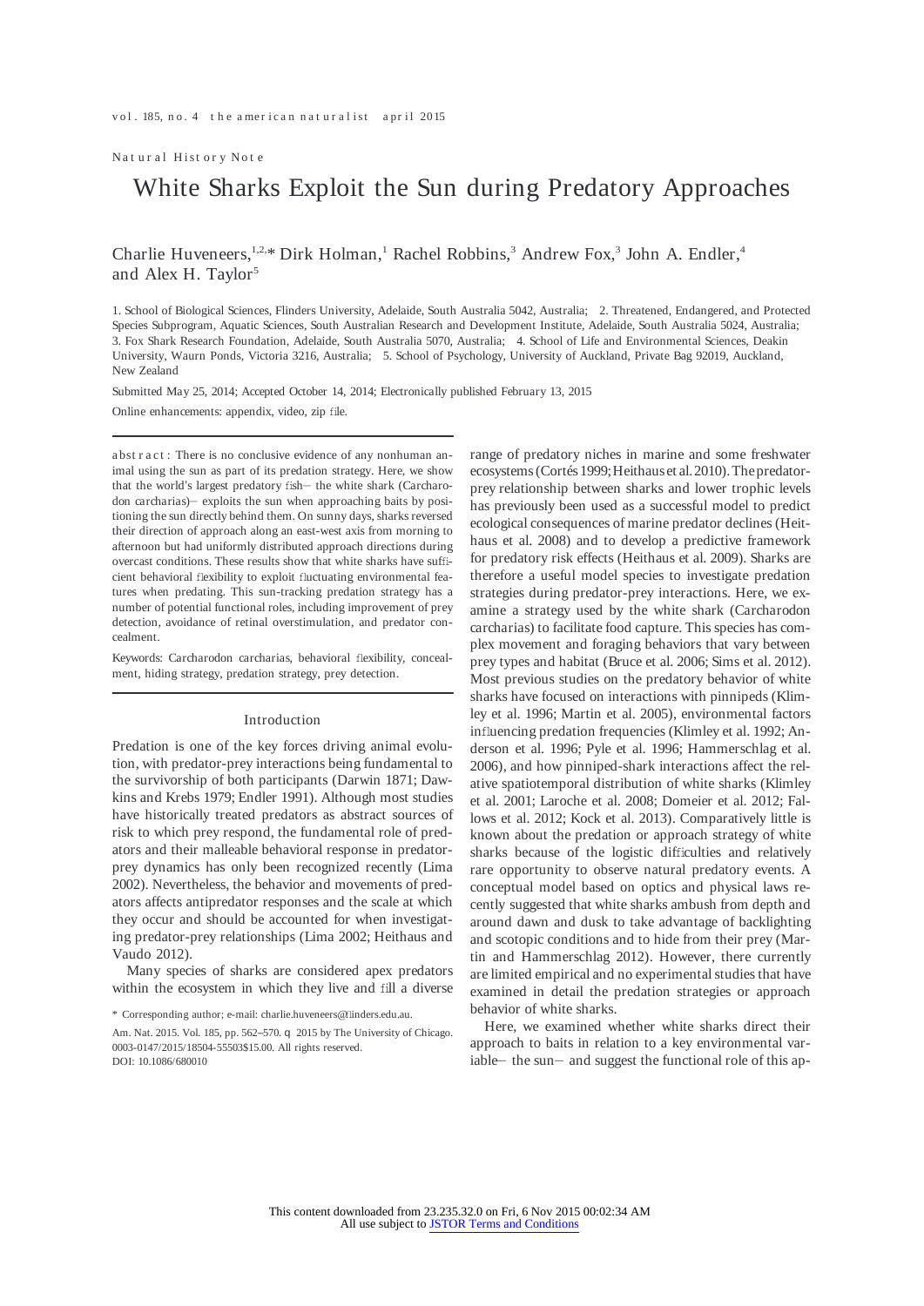Natural History Note

# White Sharks Exploit the Sun during Predatory Approaches

Charlie Huveneers,[1,2,*] Dirk Holman,[1] Rachel Robbins,[3] Andrew Fox,[3] John A. Endler,[4] and Alex H. Taylor[5]

1. School of Biological Sciences, Flinders University, Adelaide, South Australia 5042, Australia; 2. Threatened, Endangered, and Protected Species Subprogram, Aquatic Sciences, South Australian Research and Development Institute, Adelaide, South Australia 5024, Australia; 3. Fox Shark Research Foundation, Adelaide, South Australia 5070, Australia; 4. School of Life and Environmental Sciences, Deakin University, Waurn Ponds, Victoria 3216, Australia; 5. School of Psychology, University of Auckland, Private Bag 92019, Auckland, New Zealand

Submitted May 25, 2014; Accepted October 14, 2014; Electronically published February 13, 2015

Online enhancements: appendix, video, zip file.

abstract: There is no conclusive evidence of any nonhuman animal using the sun as part of its predation strategy. Here, we show that the world's largest predatory fish— the white shark (Carcharodon carcharias)— exploits the sun when approaching baits by positioning the sun directly behind them. On sunny days, sharks reversed their direction of approach along an east-west axis from morning to afternoon but had uniformly distributed approach directions during overcast conditions. These results show that white sharks have sufficient behavioral flexibility to exploit fluctuating environmental features when predating. This sun-tracking predation strategy has a number of potential functional roles, including improvement of prey detection, avoidance of retinal overstimulation, and predator concealment.

Keywords: Carcharodon carcharias, behavioral flexibility, concealment, hiding strategy, predation strategy, prey detection.

## Introduction

Predation is one of the key forces driving animal evolution, with predator-prey interactions being fundamental to the survivorship of both participants (Darwin 1871; Dawkins and Krebs 1979; Endler 1991). Although most studies have historically treated predators as abstract sources of risk to which prey respond, the fundamental role of predators and their malleable behavioral response in predator-prey dynamics has only been recognized recently (Lima 2002). Nevertheless, the behavior and movements of predators affects antipredator responses and the scale at which they occur and should be accounted for when investigating predator-prey relationships (Lima 2002; Heithaus and Vaudo 2012).

Many species of sharks are considered apex predators within the ecosystem in which they live and fill a diverse range of predatory niches in marine and some freshwater ecosystems (Cortés 1999; Heithaus et al. 2010). The predator-prey relationship between sharks and lower trophic levels has previously been used as a successful model to predict ecological consequences of marine predator declines (Heithaus et al. 2008) and to develop a predictive framework for predatory risk effects (Heithaus et al. 2009). Sharks are therefore a useful model species to investigate predation strategies during predator-prey interactions. Here, we examine a strategy used by the white shark (Carcharodon carcharias) to facilitate food capture. This species has complex movement and foraging behaviors that vary between prey types and habitat (Bruce et al. 2006; Sims et al. 2012). Most previous studies on the predatory behavior of white sharks have focused on interactions with pinnipeds (Klimley et al. 1996; Martin et al. 2005), environmental factors influencing predation frequencies (Klimley et al. 1992; Anderson et al. 1996; Pyle et al. 1996; Hammerschlag et al. 2006), and how pinniped-shark interactions affect the relative spatiotemporal distribution of white sharks (Klimley et al. 2001; Laroche et al. 2008; Domeier et al. 2012; Fallows et al. 2012; Kock et al. 2013). Comparatively little is known about the predation or approach strategy of white sharks because of the logistic difficulties and relatively rare opportunity to observe natural predatory events. A conceptual model based on optics and physical laws recently suggested that white sharks ambush from depth and around dawn and dusk to take advantage of backlighting and scotopic conditions and to hide from their prey (Martin and Hammerschlag 2012). However, there currently are limited empirical and no experimental studies that have examined in detail the predation strategies or approach behavior of white sharks.

Here, we examined whether white sharks direct their approach to baits in relation to a key environmental variable— the sun— and suggest the functional role of this ap-

\* Corresponding author; e-mail: charlie.huveneers@flinders.edu.au.

Am. Nat. 2015. Vol. 185, pp. 562–570. © 2015 by The University of Chicago. 0003-0147/2015/18504-55503$15.00. All rights reserved.
DOI: 10.1086/680010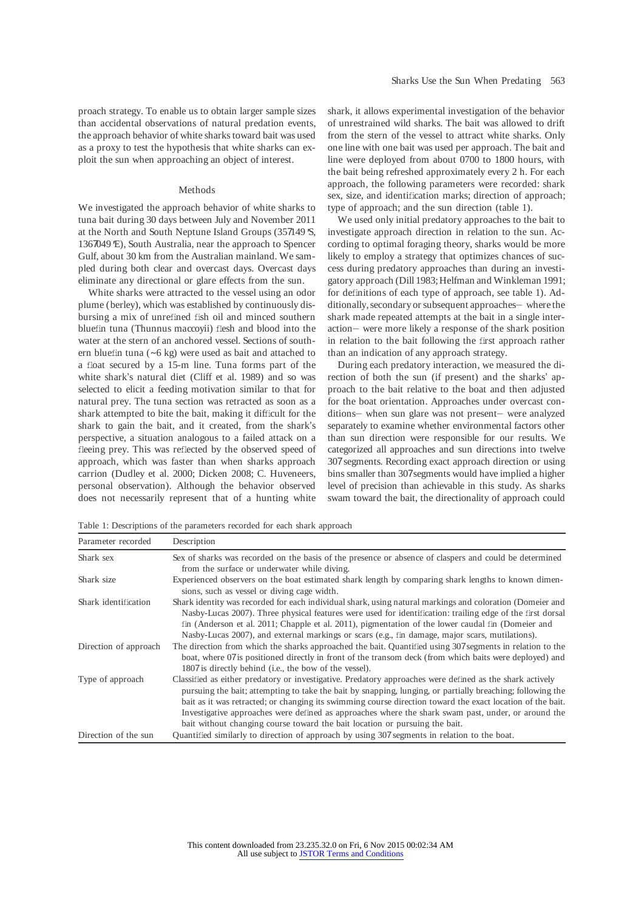proach strategy. To enable us to obtain larger sample sizes than accidental observations of natural predation events, the approach behavior of white sharks toward bait was used as a proxy to test the hypothesis that white sharks can exploit the sun when approaching an object of interest.

## Methods

We investigated the approach behavior of white sharks to tuna bait during 30 days between July and November 2011 at the North and South Neptune Island Groups (35°149′S, 136°049′E), South Australia, near the approach to Spencer Gulf, about 30 km from the Australian mainland. We sampled during both clear and overcast days. Overcast days eliminate any directional or glare effects from the sun.

White sharks were attracted to the vessel using an odor plume (berley), which was established by continuously disbursing a mix of unrefined fish oil and minced southern bluefin tuna (Thunnus maccoyii) flesh and blood into the water at the stern of an anchored vessel. Sections of southern bluefin tuna (~6 kg) were used as bait and attached to a float secured by a 15-m line. Tuna forms part of the white shark's natural diet (Cliff et al. 1989) and so was selected to elicit a feeding motivation similar to that for natural prey. The tuna section was retracted as soon as a shark attempted to bite the bait, making it difficult for the shark to gain the bait, and it created, from the shark's perspective, a situation analogous to a failed attack on a fleeing prey. This was reflected by the observed speed of approach, which was faster than when sharks approach carrion (Dudley et al. 2000; Dicken 2008; C. Huveneers, personal observation). Although the behavior observed does not necessarily represent that of a hunting white shark, it allows experimental investigation of the behavior of unrestrained wild sharks. The bait was allowed to drift from the stern of the vessel to attract white sharks. Only one line with one bait was used per approach. The bait and line were deployed from about 0700 to 1800 hours, with the bait being refreshed approximately every 2 h. For each approach, the following parameters were recorded: shark sex, size, and identification marks; direction of approach; type of approach; and the sun direction (table 1).

We used only initial predatory approaches to the bait to investigate approach direction in relation to the sun. According to optimal foraging theory, sharks would be more likely to employ a strategy that optimizes chances of success during predatory approaches than during an investigatory approach (Dill 1983; Helfman and Winkleman 1991; for definitions of each type of approach, see table 1). Additionally, secondary or subsequent approaches— where the shark made repeated attempts at the bait in a single interaction— were more likely a response of the shark position in relation to the bait following the first approach rather than an indication of any approach strategy.

During each predatory interaction, we measured the direction of both the sun (if present) and the sharks' approach to the bait relative to the boat and then adjusted for the boat orientation. Approaches under overcast conditions— when sun glare was not present— were analyzed separately to examine whether environmental factors other than sun direction were responsible for our results. We categorized all approaches and sun directions into twelve 30° segments. Recording exact approach direction or using bins smaller than 30° segments would have implied a higher level of precision than achievable in this study. As sharks swam toward the bait, the directionality of approach could

Table 1: Descriptions of the parameters recorded for each shark approach

| Parameter recorded | Description |
|---|---|
| Shark sex | Sex of sharks was recorded on the basis of the presence or absence of claspers and could be determined from the surface or underwater while diving. |
| Shark size | Experienced observers on the boat estimated shark length by comparing shark lengths to known dimensions, such as vessel or diving cage width. |
| Shark identification | Shark identity was recorded for each individual shark, using natural markings and coloration (Domeier and Nasby-Lucas 2007). Three physical features were used for identification: trailing edge of the first dorsal fin (Anderson et al. 2011; Chapple et al. 2011), pigmentation of the lower caudal fin (Domeier and Nasby-Lucas 2007), and external markings or scars (e.g., fin damage, major scars, mutilations). |
| Direction of approach | The direction from which the sharks approached the bait. Quantified using 30° segments in relation to the boat, where 0° is positioned directly in front of the transom deck (from which baits were deployed) and 180° is directly behind (i.e., the bow of the vessel). |
| Type of approach | Classified as either predatory or investigative. Predatory approaches were defined as the shark actively pursuing the bait; attempting to take the bait by snapping, lunging, or partially breaching; following the bait as it was retracted; or changing its swimming course direction toward the exact location of the bait. Investigative approaches were defined as approaches where the shark swam past, under, or around the bait without changing course toward the bait location or pursuing the bait. |
| Direction of the sun | Quantified similarly to direction of approach by using 30° segments in relation to the boat. |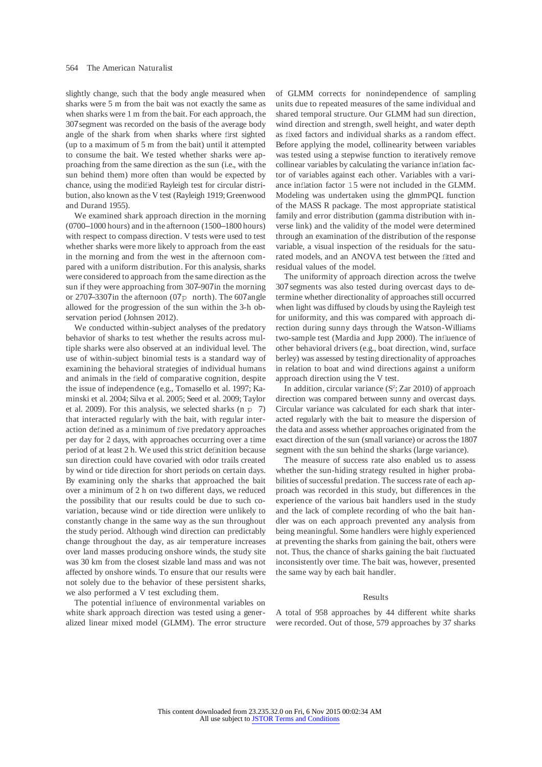slightly change, such that the body angle measured when sharks were 5 m from the bait was not exactly the same as when sharks were 1 m from the bait. For each approach, the 30° segment was recorded on the basis of the average body angle of the shark from when sharks where first sighted (up to a maximum of 5 m from the bait) until it attempted to consume the bait. We tested whether sharks were approaching from the same direction as the sun (i.e., with the sun behind them) more often than would be expected by chance, using the modified Rayleigh test for circular distribution, also known as the V test (Rayleigh 1919; Greenwood and Durand 1955).

We examined shark approach direction in the morning (0700–1000 hours) and in the afternoon (1500–1800 hours) with respect to compass direction. V tests were used to test whether sharks were more likely to approach from the east in the morning and from the west in the afternoon compared with a uniform distribution. For this analysis, sharks were considered to approach from the same direction as the sun if they were approaching from 30°–90° in the morning or 270°–330° in the afternoon (0° = north). The 60° angle allowed for the progression of the sun within the 3-h observation period (Johnsen 2012).

We conducted within-subject analyses of the predatory behavior of sharks to test whether the results across multiple sharks were also observed at an individual level. The use of within-subject binomial tests is a standard way of examining the behavioral strategies of individual humans and animals in the field of comparative cognition, despite the issue of independence (e.g., Tomasello et al. 1997; Kaminski et al. 2004; Silva et al. 2005; Seed et al. 2009; Taylor et al. 2009). For this analysis, we selected sharks ($n = 7$) that interacted regularly with the bait, with regular interaction defined as a minimum of five predatory approaches per day for 2 days, with approaches occurring over a time period of at least 2 h. We used this strict definition because sun direction could have covaried with odor trails created by wind or tide direction for short periods on certain days. By examining only the sharks that approached the bait over a minimum of 2 h on two different days, we reduced the possibility that our results could be due to such covariation, because wind or tide direction were unlikely to constantly change in the same way as the sun throughout the study period. Although wind direction can predictably change throughout the day, as air temperature increases over land masses producing onshore winds, the study site was 30 km from the closest sizable land mass and was not affected by onshore winds. To ensure that our results were not solely due to the behavior of these persistent sharks, we also performed a V test excluding them.

The potential influence of environmental variables on white shark approach direction was tested using a generalized linear mixed model (GLMM). The error structure of GLMM corrects for nonindependence of sampling units due to repeated measures of the same individual and shared temporal structure. Our GLMM had sun direction, wind direction and strength, swell height, and water depth as fixed factors and individual sharks as a random effect. Before applying the model, collinearity between variables was tested using a stepwise function to iteratively remove collinear variables by calculating the variance inflation factor of variables against each other. Variables with a variance inflation factor $\geq 5$ were not included in the GLMM. Modeling was undertaken using the glmmPQL function of the MASS R package. The most appropriate statistical family and error distribution (gamma distribution with inverse link) and the validity of the model were determined through an examination of the distribution of the response variable, a visual inspection of the residuals for the saturated models, and an ANOVA test between the fitted and residual values of the model.

The uniformity of approach direction across the twelve 30° segments was also tested during overcast days to determine whether directionality of approaches still occurred when light was diffused by clouds by using the Rayleigh test for uniformity, and this was compared with approach direction during sunny days through the Watson-Williams two-sample test (Mardia and Jupp 2000). The influence of other behavioral drivers (e.g., boat direction, wind, surface berley) was assessed by testing directionality of approaches in relation to boat and wind directions against a uniform approach direction using the V test.

In addition, circular variance ($S^2$; Zar 2010) of approach direction was compared between sunny and overcast days. Circular variance was calculated for each shark that interacted regularly with the bait to measure the dispersion of the data and assess whether approaches originated from the exact direction of the sun (small variance) or across the 180° segment with the sun behind the sharks (large variance).

The measure of success rate also enabled us to assess whether the sun-hiding strategy resulted in higher probabilities of successful predation. The success rate of each approach was recorded in this study, but differences in the experience of the various bait handlers used in the study and the lack of complete recording of who the bait handler was on each approach prevented any analysis from being meaningful. Some handlers were highly experienced at preventing the sharks from gaining the bait, others were not. Thus, the chance of sharks gaining the bait fluctuated inconsistently over time. The bait was, however, presented the same way by each bait handler.

## Results

A total of 958 approaches by 44 different white sharks were recorded. Out of those, 579 approaches by 37 sharks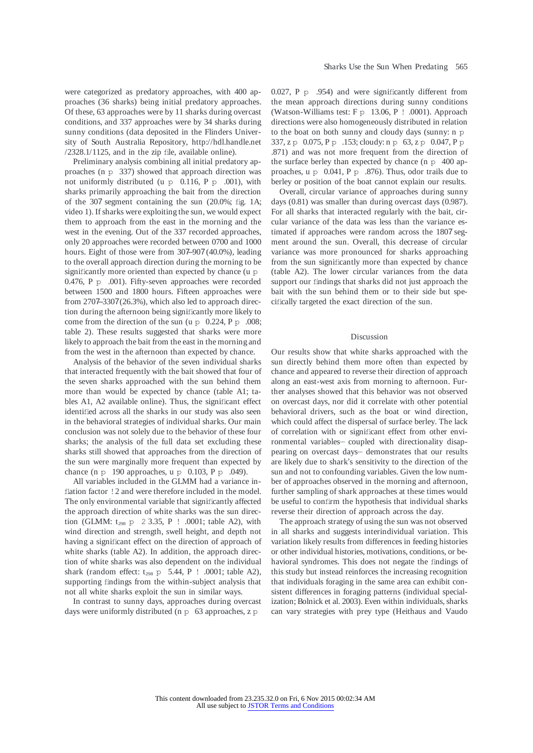were categorized as predatory approaches, with 400 approaches (36 sharks) being initial predatory approaches. Of these, 63 approaches were by 11 sharks during overcast conditions, and 337 approaches were by 34 sharks during sunny conditions (data deposited in the Flinders University of South Australia Repository, http://hdl.handle.net/2328.1/1125, and in the zip file, available online).

Preliminary analysis combining all initial predatory approaches ($n = 337$) showed that approach direction was not uniformly distributed ($u = 0.116$, $P = .001$), with sharks primarily approaching the bait from the direction of the 30° segment containing the sun (20.0%; fig. 1A; video 1). If sharks were exploiting the sun, we would expect them to approach from the east in the morning and the west in the evening. Out of the 337 recorded approaches, only 20 approaches were recorded between 0700 and 1000 hours. Eight of those were from 30°–90° (40.0%), leading to the overall approach direction during the morning to be significantly more oriented than expected by chance ($u = 0.476$, $P = .001$). Fifty-seven approaches were recorded between 1500 and 1800 hours. Fifteen approaches were from 270°–330° (26.3%), which also led to approach direction during the afternoon being significantly more likely to come from the direction of the sun ($u = 0.224$, $P = .008$; table 2). These results suggested that sharks were more likely to approach the bait from the east in the morning and from the west in the afternoon than expected by chance.

Analysis of the behavior of the seven individual sharks that interacted frequently with the bait showed that four of the seven sharks approached with the sun behind them more than would be expected by chance (table A1; tables A1, A2 available online). Thus, the significant effect identified across all the sharks in our study was also seen in the behavioral strategies of individual sharks. Our main conclusion was not solely due to the behavior of these four sharks; the analysis of the full data set excluding these sharks still showed that approaches from the direction of the sun were marginally more frequent than expected by chance ($n = 190$ approaches, $u = 0.103$, $P = .049$).

All variables included in the GLMM had a variance inflation factor < 2 and were therefore included in the model. The only environmental variable that significantly affected the approach direction of white sharks was the sun direction (GLMM: $t_{298} = 23.35$, $P < .0001$; table A2), with wind direction and strength, swell height, and depth not having a significant effect on the direction of approach of white sharks (table A2). In addition, the approach direction of white sharks was also dependent on the individual shark (random effect: $t_{298} = 5.44$, $P < .0001$; table A2), supporting findings from the within-subject analysis that not all white sharks exploit the sun in similar ways.

In contrast to sunny days, approaches during overcast days were uniformly distributed ($n = 63$ approaches, $z = 0.027$, $P = .954$) and were significantly different from the mean approach directions during sunny conditions (Watson-Williams test: $F = 13.06$, $P < .0001$). Approach directions were also homogeneously distributed in relation to the boat on both sunny and cloudy days (sunny: $n = 337$, $z = 0.075$, $P = .153$; cloudy: $n = 63$, $z = 0.047$, $P = .871$) and was not more frequent from the direction of the surface berley than expected by chance ($n = 400$ approaches, $u = 0.041$, $P = .876$). Thus, odor trails due to berley or position of the boat cannot explain our results.

Overall, circular variance of approaches during sunny days (0.81) was smaller than during overcast days (0.987). For all sharks that interacted regularly with the bait, circular variance of the data was less than the variance estimated if approaches were random across the 180° segment around the sun. Overall, this decrease of circular variance was more pronounced for sharks approaching from the sun significantly more than expected by chance (table A2). The lower circular variances from the data support our findings that sharks did not just approach the bait with the sun behind them or to their side but specifically targeted the exact direction of the sun.

## Discussion

Our results show that white sharks approached with the sun directly behind them more often than expected by chance and appeared to reverse their direction of approach along an east-west axis from morning to afternoon. Further analyses showed that this behavior was not observed on overcast days, nor did it correlate with other potential behavioral drivers, such as the boat or wind direction, which could affect the dispersal of surface berley. The lack of correlation with or significant effect from other environmental variables—coupled with directionality disappearing on overcast days—demonstrates that our results are likely due to shark's sensitivity to the direction of the sun and not to confounding variables. Given the low number of approaches observed in the morning and afternoon, further sampling of shark approaches at these times would be useful to confirm the hypothesis that individual sharks reverse their direction of approach across the day.

The approach strategy of using the sun was not observed in all sharks and suggests interindividual variation. This variation likely results from differences in feeding histories or other individual histories, motivations, conditions, or behavioral syndromes. This does not negate the findings of this study but instead reinforces the increasing recognition that individuals foraging in the same area can exhibit consistent differences in foraging patterns (individual specialization; Bolnick et al. 2003). Even within individuals, sharks can vary strategies with prey type (Heithaus and Vaudo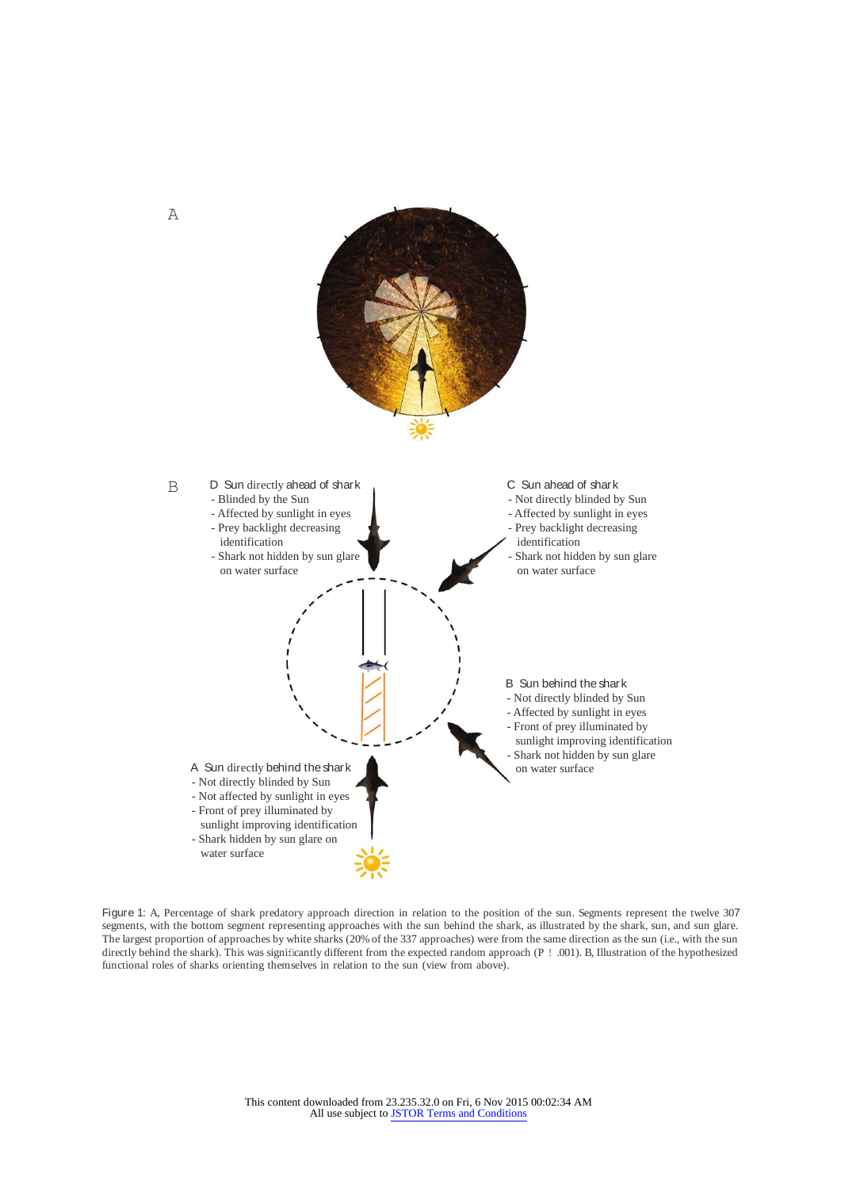Figure 1: A, Percentage of shark predatory approach direction in relation to the position of the sun. Segments represent the twelve 30° segments, with the bottom segment representing approaches with the sun behind the shark, as illustrated by the shark, sun, and sun glare. The largest proportion of approaches by white sharks (20% of the 337 approaches) were from the same direction as the sun (i.e., with the sun directly behind the shark). This was significantly different from the expected random approach ($P < .001$). B, Illustration of the hypothesized functional roles of sharks orienting themselves in relation to the sun (view from above).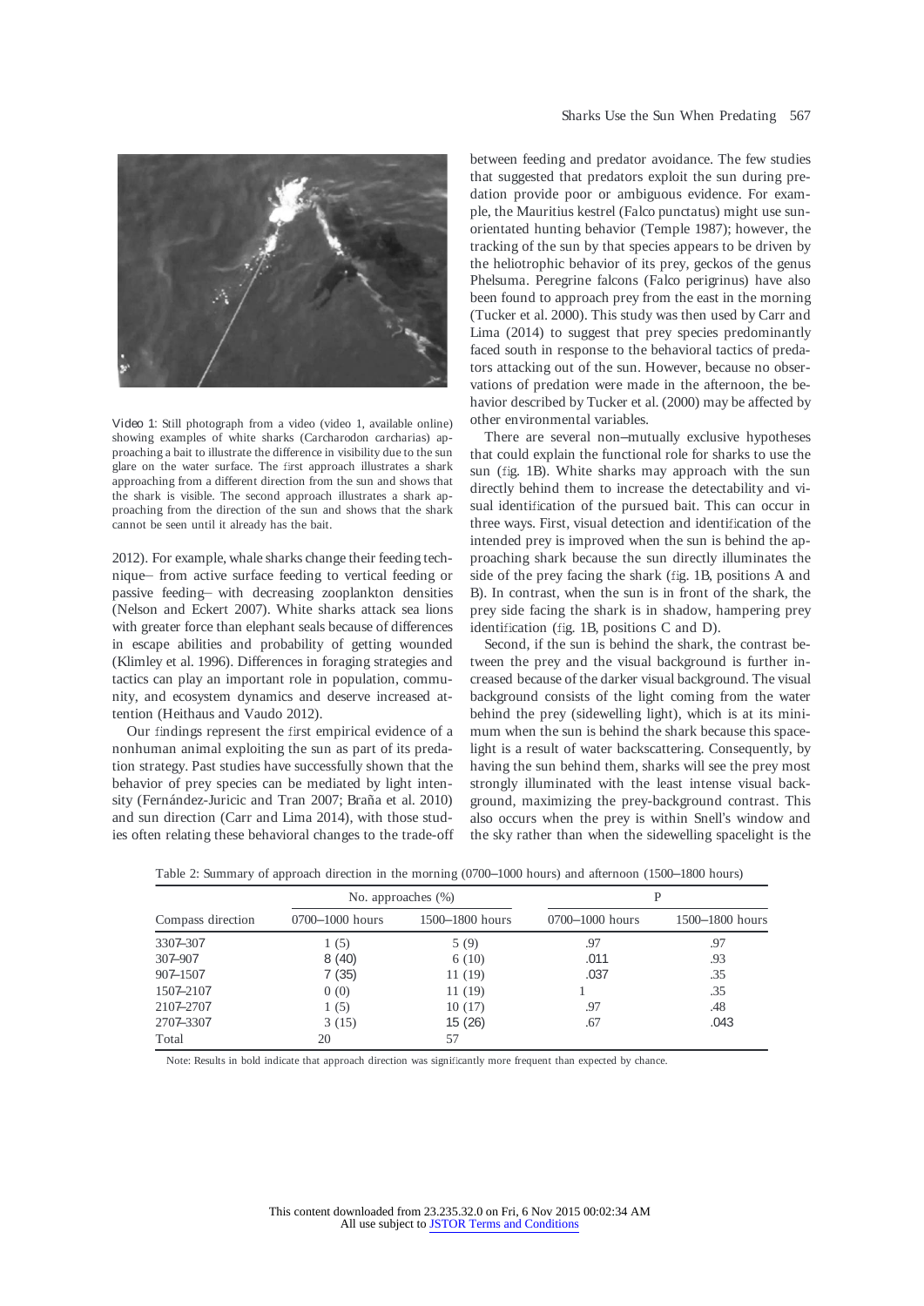Video 1: Still photograph from a video (video 1, available online) showing examples of white sharks (Carcharodon carcharias) approaching a bait to illustrate the difference in visibility due to the sun glare on the water surface. The first approach illustrates a shark approaching from a different direction from the sun and shows that the shark is visible. The second approach illustrates a shark approaching from the direction of the sun and shows that the shark cannot be seen until it already has the bait.

2012). For example, whale sharks change their feeding technique– from active surface feeding to vertical feeding or passive feeding– with decreasing zooplankton densities (Nelson and Eckert 2007). White sharks attack sea lions with greater force than elephant seals because of differences in escape abilities and probability of getting wounded (Klimley et al. 1996). Differences in foraging strategies and tactics can play an important role in population, community, and ecosystem dynamics and deserve increased attention (Heithaus and Vaudo 2012).

Our findings represent the first empirical evidence of a nonhuman animal exploiting the sun as part of its predation strategy. Past studies have successfully shown that the behavior of prey species can be mediated by light intensity (Fernández-Juricic and Tran 2007; Braña et al. 2010) and sun direction (Carr and Lima 2014), with those studies often relating these behavioral changes to the trade-off between feeding and predator avoidance. The few studies that suggested that predators exploit the sun during predation provide poor or ambiguous evidence. For example, the Mauritius kestrel (Falco punctatus) might use sun-orientated hunting behavior (Temple 1987); however, the tracking of the sun by that species appears to be driven by the heliotrophic behavior of its prey, geckos of the genus Phelsuma. Peregrine falcons (Falco perigrinus) have also been found to approach prey from the east in the morning (Tucker et al. 2000). This study was then used by Carr and Lima (2014) to suggest that prey species predominantly faced south in response to the behavioral tactics of predators attacking out of the sun. However, because no observations of predation were made in the afternoon, the behavior described by Tucker et al. (2000) may be affected by other environmental variables.

There are several non–mutually exclusive hypotheses that could explain the functional role for sharks to use the sun (fig. 1B). White sharks may approach with the sun directly behind them to increase the detectability and visual identification of the pursued bait. This can occur in three ways. First, visual detection and identification of the intended prey is improved when the sun is behind the approaching shark because the sun directly illuminates the side of the prey facing the shark (fig. 1B, positions A and B). In contrast, when the sun is in front of the shark, the prey side facing the shark is in shadow, hampering prey identification (fig. 1B, positions C and D).

Second, if the sun is behind the shark, the contrast between the prey and the visual background is further increased because of the darker visual background. The visual background consists of the light coming from the water behind the prey (sidewelling light), which is at its minimum when the sun is behind the shark because this spacelight is a result of water backscattering. Consequently, by having the sun behind them, sharks will see the prey most strongly illuminated with the least intense visual background, maximizing the prey-background contrast. This also occurs when the prey is within Snell's window and the sky rather than when the sidewelling spacelight is the

Table 2: Summary of approach direction in the morning (0700–1000 hours) and afternoon (1500–1800 hours)

| Compass direction | No. approaches (%) | | P | |
|---|---|---|---|---|
| | 0700–1000 hours | 1500–1800 hours | 0700–1000 hours | 1500–1800 hours |
| 330°–30° | 1 (5) | 5 (9) | .97 | .97 |
| 30°–90° | **8 (40)** | 6 (10) | **.011** | .93 |
| 90°–150° | **7 (35)** | 11 (19) | **.037** | .35 |
| 150°–210° | 0 (0) | 11 (19) | 1 | .35 |
| 210°–270° | 1 (5) | 10 (17) | .97 | .48 |
| 270°–330° | 3 (15) | **15 (26)** | .67 | **.043** |
| Total | 20 | 57 | | |

Note: Results in bold indicate that approach direction was significantly more frequent than expected by chance.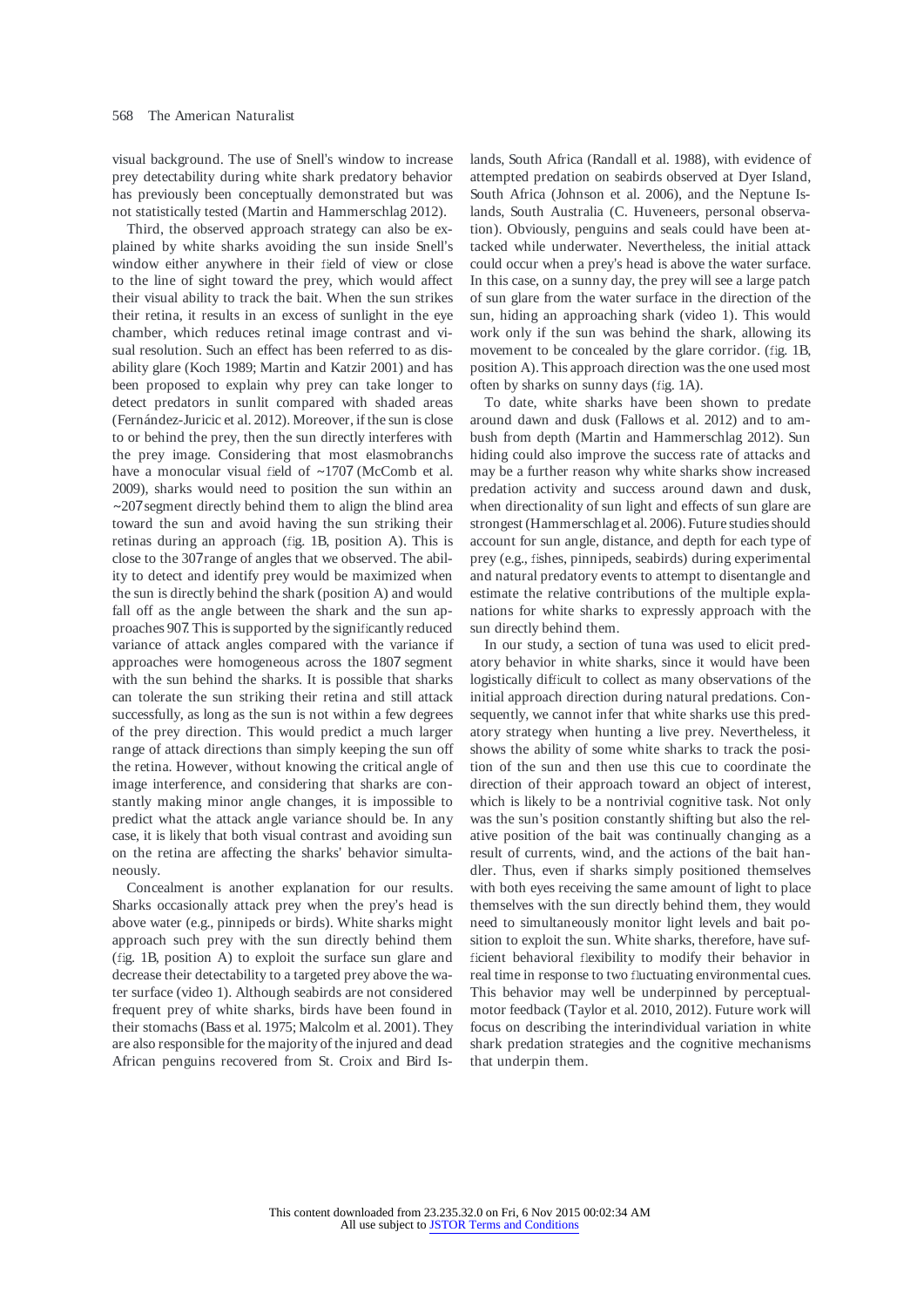visual background. The use of Snell's window to increase prey detectability during white shark predatory behavior has previously been conceptually demonstrated but was not statistically tested (Martin and Hammerschlag 2012).

Third, the observed approach strategy can also be explained by white sharks avoiding the sun inside Snell's window either anywhere in their field of view or close to the line of sight toward the prey, which would affect their visual ability to track the bait. When the sun strikes their retina, it results in an excess of sunlight in the eye chamber, which reduces retinal image contrast and visual resolution. Such an effect has been referred to as disability glare (Koch 1989; Martin and Katzir 2001) and has been proposed to explain why prey can take longer to detect predators in sunlit compared with shaded areas (Fernández-Juricic et al. 2012). Moreover, if the sun is close to or behind the prey, then the sun directly interferes with the prey image. Considering that most elasmobranchs have a monocular visual field of ~170° (McComb et al. 2009), sharks would need to position the sun within an ~20° segment directly behind them to align the blind area toward the sun and avoid having the sun striking their retinas during an approach (fig. 1B, position A). This is close to the 30° range of angles that we observed. The ability to detect and identify prey would be maximized when the sun is directly behind the shark (position A) and would fall off as the angle between the shark and the sun approaches 90°. This is supported by the significantly reduced variance of attack angles compared with the variance if approaches were homogeneous across the 180° segment with the sun behind the sharks. It is possible that sharks can tolerate the sun striking their retina and still attack successfully, as long as the sun is not within a few degrees of the prey direction. This would predict a much larger range of attack directions than simply keeping the sun off the retina. However, without knowing the critical angle of image interference, and considering that sharks are constantly making minor angle changes, it is impossible to predict what the attack angle variance should be. In any case, it is likely that both visual contrast and avoiding sun on the retina are affecting the sharks' behavior simultaneously.

Concealment is another explanation for our results. Sharks occasionally attack prey when the prey's head is above water (e.g., pinnipeds or birds). White sharks might approach such prey with the sun directly behind them (fig. 1B, position A) to exploit the surface sun glare and decrease their detectability to a targeted prey above the water surface (video 1). Although seabirds are not considered frequent prey of white sharks, birds have been found in their stomachs (Bass et al. 1975; Malcolm et al. 2001). They are also responsible for the majority of the injured and dead African penguins recovered from St. Croix and Bird Islands, South Africa (Randall et al. 1988), with evidence of attempted predation on seabirds observed at Dyer Island, South Africa (Johnson et al. 2006), and the Neptune Islands, South Australia (C. Huveneers, personal observation). Obviously, penguins and seals could have been attacked while underwater. Nevertheless, the initial attack could occur when a prey's head is above the water surface. In this case, on a sunny day, the prey will see a large patch of sun glare from the water surface in the direction of the sun, hiding an approaching shark (video 1). This would work only if the sun was behind the shark, allowing its movement to be concealed by the glare corridor. (fig. 1B, position A). This approach direction was the one used most often by sharks on sunny days (fig. 1A).

To date, white sharks have been shown to predate around dawn and dusk (Fallows et al. 2012) and to ambush from depth (Martin and Hammerschlag 2012). Sun hiding could also improve the success rate of attacks and may be a further reason why white sharks show increased predation activity and success around dawn and dusk, when directionality of sun light and effects of sun glare are strongest (Hammerschlag et al. 2006). Future studies should account for sun angle, distance, and depth for each type of prey (e.g., fishes, pinnipeds, seabirds) during experimental and natural predatory events to attempt to disentangle and estimate the relative contributions of the multiple explanations for white sharks to expressly approach with the sun directly behind them.

In our study, a section of tuna was used to elicit predatory behavior in white sharks, since it would have been logistically difficult to collect as many observations of the initial approach direction during natural predations. Consequently, we cannot infer that white sharks use this predatory strategy when hunting a live prey. Nevertheless, it shows the ability of some white sharks to track the position of the sun and then use this cue to coordinate the direction of their approach toward an object of interest, which is likely to be a nontrivial cognitive task. Not only was the sun's position constantly shifting but also the relative position of the bait was continually changing as a result of currents, wind, and the actions of the bait handler. Thus, even if sharks simply positioned themselves with both eyes receiving the same amount of light to place themselves with the sun directly behind them, they would need to simultaneously monitor light levels and bait position to exploit the sun. White sharks, therefore, have sufficient behavioral flexibility to modify their behavior in real time in response to two fluctuating environmental cues. This behavior may well be underpinned by perceptual-motor feedback (Taylor et al. 2010, 2012). Future work will focus on describing the interindividual variation in white shark predation strategies and the cognitive mechanisms that underpin them.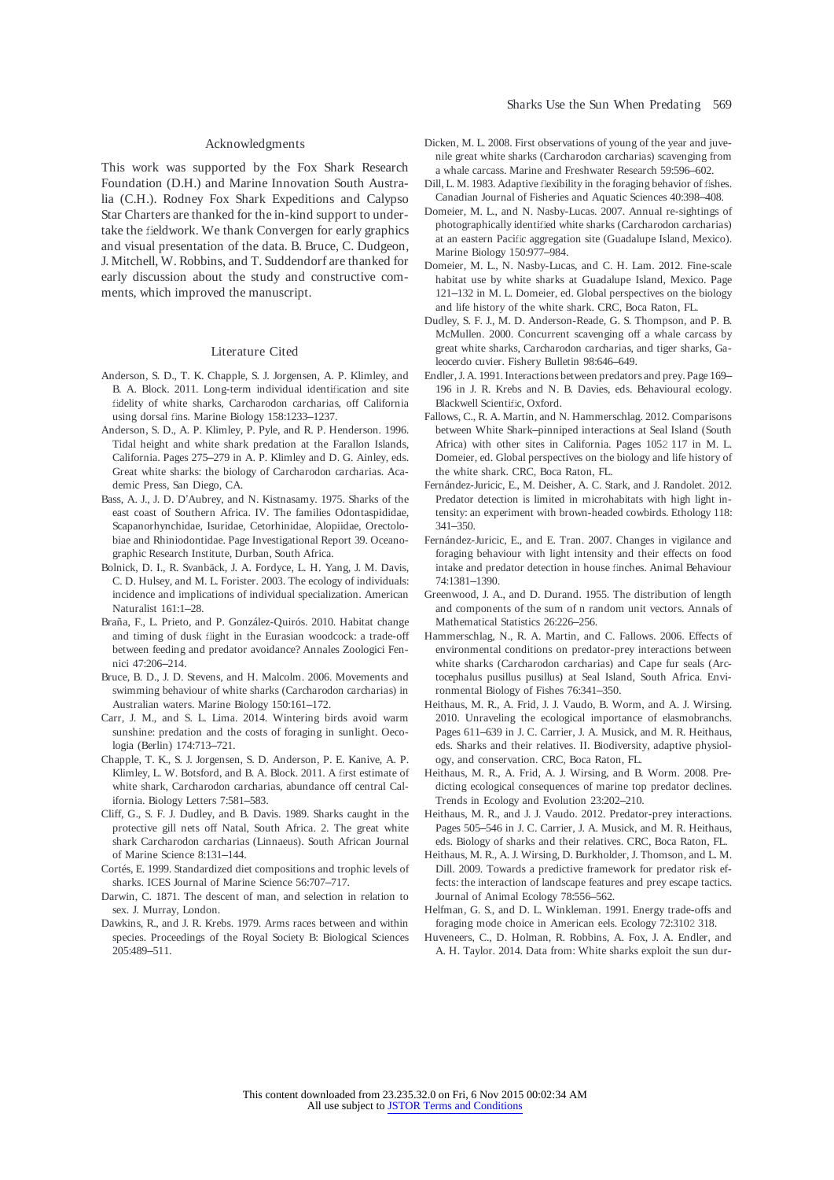## Acknowledgments

This work was supported by the Fox Shark Research Foundation (D.H.) and Marine Innovation South Australia (C.H.). Rodney Fox Shark Expeditions and Calypso Star Charters are thanked for the in-kind support to undertake the fieldwork. We thank Convergen for early graphics and visual presentation of the data. B. Bruce, C. Dudgeon, J. Mitchell, W. Robbins, and T. Suddendorf are thanked for early discussion about the study and constructive comments, which improved the manuscript.

## Literature Cited

Anderson, S. D., T. K. Chapple, S. J. Jorgensen, A. P. Klimley, and B. A. Block. 2011. Long-term individual identification and site fidelity of white sharks, Carcharodon carcharias, off California using dorsal fins. Marine Biology 158:1233–1237.

Anderson, S. D., A. P. Klimley, P. Pyle, and R. P. Henderson. 1996. Tidal height and white shark predation at the Farallon Islands, California. Pages 275–279 in A. P. Klimley and D. G. Ainley, eds. Great white sharks: the biology of Carcharodon carcharias. Academic Press, San Diego, CA.

Bass, A. J., J. D. D'Aubrey, and N. Kistnasamy. 1975. Sharks of the east coast of Southern Africa. IV. The families Odontaspididae, Scapanorhynchidae, Isuridae, Cetorhinidae, Alopiidae, Orectolobiae and Rhiniodontidae. Page Investigational Report 39. Oceanographic Research Institute, Durban, South Africa.

Bolnick, D. I., R. Svanbäck, J. A. Fordyce, L. H. Yang, J. M. Davis, C. D. Hulsey, and M. L. Forister. 2003. The ecology of individuals: incidence and implications of individual specialization. American Naturalist 161:1–28.

Braña, F., L. Prieto, and P. González-Quirós. 2010. Habitat change and timing of dusk flight in the Eurasian woodcock: a trade-off between feeding and predator avoidance? Annales Zoologici Fennici 47:206–214.

Bruce, B. D., J. D. Stevens, and H. Malcolm. 2006. Movements and swimming behaviour of white sharks (Carcharodon carcharias) in Australian waters. Marine Biology 150:161–172.

Carr, J. M., and S. L. Lima. 2014. Wintering birds avoid warm sunshine: predation and the costs of foraging in sunlight. Oecologia (Berlin) 174:713–721.

Chapple, T. K., S. J. Jorgensen, S. D. Anderson, P. E. Kanive, A. P. Klimley, L. W. Botsford, and B. A. Block. 2011. A first estimate of white shark, Carcharodon carcharias, abundance off central California. Biology Letters 7:581–583.

Cliff, G., S. F. J. Dudley, and B. Davis. 1989. Sharks caught in the protective gill nets off Natal, South Africa. 2. The great white shark Carcharodon carcharias (Linnaeus). South African Journal of Marine Science 8:131–144.

Cortés, E. 1999. Standardized diet compositions and trophic levels of sharks. ICES Journal of Marine Science 56:707–717.

Darwin, C. 1871. The descent of man, and selection in relation to sex. J. Murray, London.

Dawkins, R., and J. R. Krebs. 1979. Arms races between and within species. Proceedings of the Royal Society B: Biological Sciences 205:489–511.

Dicken, M. L. 2008. First observations of young of the year and juvenile great white sharks (Carcharodon carcharias) scavenging from a whale carcass. Marine and Freshwater Research 59:596–602.

Dill, L. M. 1983. Adaptive flexibility in the foraging behavior of fishes. Canadian Journal of Fisheries and Aquatic Sciences 40:398–408.

Domeier, M. L., and N. Nasby-Lucas. 2007. Annual re-sightings of photographically identified white sharks (Carcharodon carcharias) at an eastern Pacific aggregation site (Guadalupe Island, Mexico). Marine Biology 150:977–984.

Domeier, M. L., N. Nasby-Lucas, and C. H. Lam. 2012. Fine-scale habitat use by white sharks at Guadalupe Island, Mexico. Page 121–132 in M. L. Domeier, ed. Global perspectives on the biology and life history of the white shark. CRC, Boca Raton, FL.

Dudley, S. F. J., M. D. Anderson-Reade, G. S. Thompson, and P. B. McMullen. 2000. Concurrent scavenging off a whale carcass by great white sharks, Carcharodon carcharias, and tiger sharks, Galeocerdo cuvier. Fishery Bulletin 98:646–649.

Endler, J. A. 1991. Interactions between predators and prey. Page 169–196 in J. R. Krebs and N. B. Davies, eds. Behavioural ecology. Blackwell Scientific, Oxford.

Fallows, C., R. A. Martin, and N. Hammerschlag. 2012. Comparisons between White Shark–pinniped interactions at Seal Island (South Africa) with other sites in California. Pages 1052 117 in M. L. Domeier, ed. Global perspectives on the biology and life history of the white shark. CRC, Boca Raton, FL.

Fernández-Juricic, E., M. Deisher, A. C. Stark, and J. Randolet. 2012. Predator detection is limited in microhabitats with high light intensity: an experiment with brown-headed cowbirds. Ethology 118: 341–350.

Fernández-Juricic, E., and E. Tran. 2007. Changes in vigilance and foraging behaviour with light intensity and their effects on food intake and predator detection in house finches. Animal Behaviour 74:1381–1390.

Greenwood, J. A., and D. Durand. 1955. The distribution of length and components of the sum of n random unit vectors. Annals of Mathematical Statistics 26:226–256.

Hammerschlag, N., R. A. Martin, and C. Fallows. 2006. Effects of environmental conditions on predator-prey interactions between white sharks (Carcharodon carcharias) and Cape fur seals (Arctocephalus pusillus pusillus) at Seal Island, South Africa. Environmental Biology of Fishes 76:341–350.

Heithaus, M. R., A. Frid, J. J. Vaudo, B. Worm, and A. J. Wirsing. 2010. Unraveling the ecological importance of elasmobranchs. Pages 611–639 in J. C. Carrier, J. A. Musick, and M. R. Heithaus, eds. Sharks and their relatives. II. Biodiversity, adaptive physiology, and conservation. CRC, Boca Raton, FL.

Heithaus, M. R., A. Frid, A. J. Wirsing, and B. Worm. 2008. Predicting ecological consequences of marine top predator declines. Trends in Ecology and Evolution 23:202–210.

Heithaus, M. R., and J. J. Vaudo. 2012. Predator-prey interactions. Pages 505–546 in J. C. Carrier, J. A. Musick, and M. R. Heithaus, eds. Biology of sharks and their relatives. CRC, Boca Raton, FL.

Heithaus, M. R., A. J. Wirsing, D. Burkholder, J. Thomson, and L. M. Dill. 2009. Towards a predictive framework for predator risk effects: the interaction of landscape features and prey escape tactics. Journal of Animal Ecology 78:556–562.

Helfman, G. S., and D. L. Winkleman. 1991. Energy trade-offs and foraging mode choice in American eels. Ecology 72:3102 318.

Huveneers, C., D. Holman, R. Robbins, A. Fox, J. A. Endler, and A. H. Taylor. 2014. Data from: White sharks exploit the sun dur-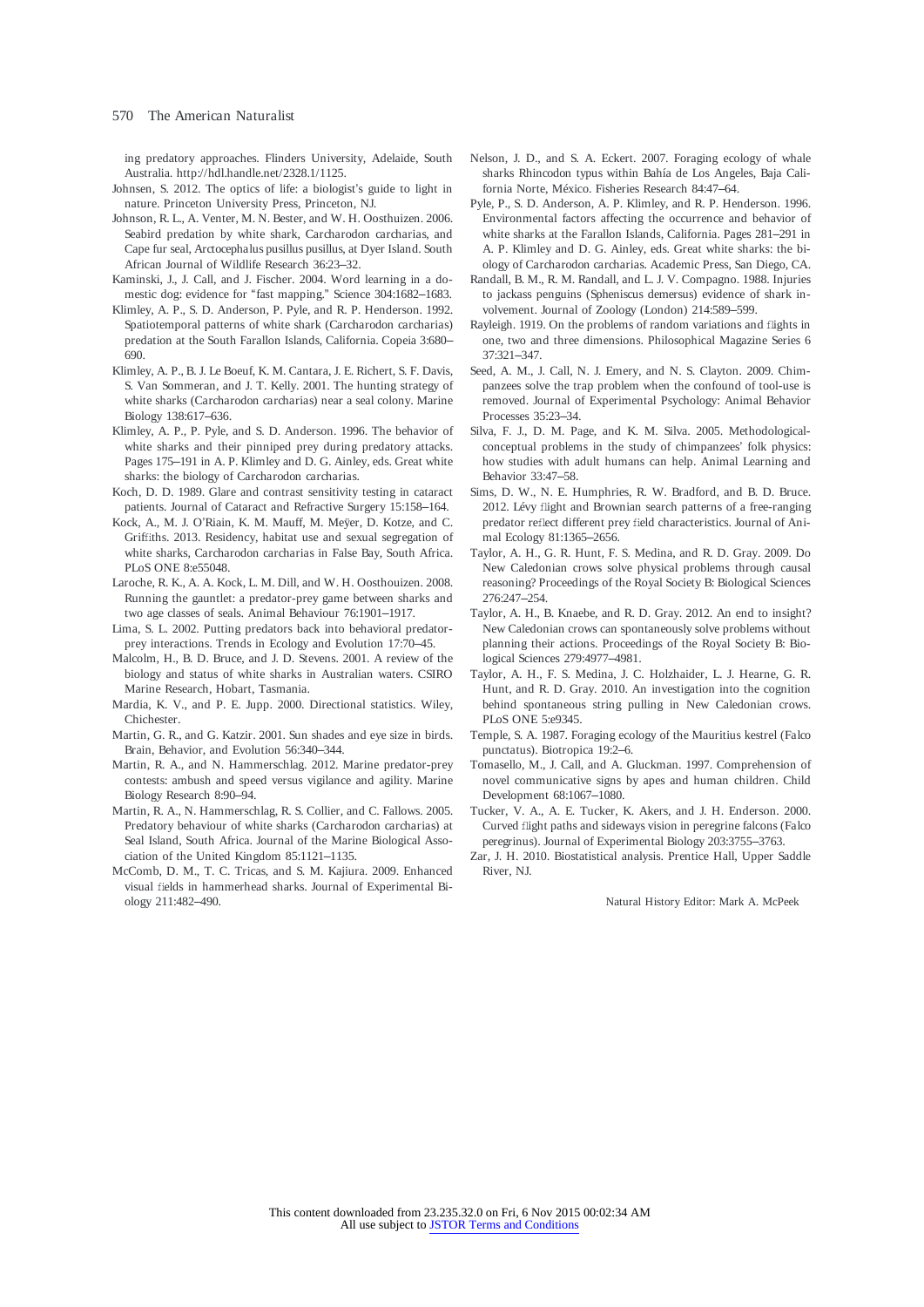ing predatory approaches. Flinders University, Adelaide, South Australia. http://hdl.handle.net/2328.1/1125.

Johnsen, S. 2012. The optics of life: a biologist's guide to light in nature. Princeton University Press, Princeton, NJ.

Johnson, R. L., A. Venter, M. N. Bester, and W. H. Oosthuizen. 2006. Seabird predation by white shark, Carcharodon carcharias, and Cape fur seal, Arctocephalus pusillus pusillus, at Dyer Island. South African Journal of Wildlife Research 36:23–32.

Kaminski, J., J. Call, and J. Fischer. 2004. Word learning in a domestic dog: evidence for "fast mapping." Science 304:1682–1683.

Klimley, A. P., S. D. Anderson, P. Pyle, and R. P. Henderson. 1992. Spatiotemporal patterns of white shark (Carcharodon carcharias) predation at the South Farallon Islands, California. Copeia 3:680–690.

Klimley, A. P., B. J. Le Boeuf, K. M. Cantara, J. E. Richert, S. F. Davis, S. Van Sommeran, and J. T. Kelly. 2001. The hunting strategy of white sharks (Carcharodon carcharias) near a seal colony. Marine Biology 138:617–636.

Klimley, A. P., P. Pyle, and S. D. Anderson. 1996. The behavior of white sharks and their pinniped prey during predatory attacks. Pages 175–191 in A. P. Klimley and D. G. Ainley, eds. Great white sharks: the biology of Carcharodon carcharias.

Koch, D. D. 1989. Glare and contrast sensitivity testing in cataract patients. Journal of Cataract and Refractive Surgery 15:158–164.

Kock, A., M. J. O'Riain, K. M. Mauff, M. Meÿer, D. Kotze, and C. Griffiths. 2013. Residency, habitat use and sexual segregation of white sharks, Carcharodon carcharias in False Bay, South Africa. PLoS ONE 8:e55048.

Laroche, R. K., A. A. Kock, L. M. Dill, and W. H. Oosthouizen. 2008. Running the gauntlet: a predator-prey game between sharks and two age classes of seals. Animal Behaviour 76:1901–1917.

Lima, S. L. 2002. Putting predators back into behavioral predator-prey interactions. Trends in Ecology and Evolution 17:70–45.

Malcolm, H., B. D. Bruce, and J. D. Stevens. 2001. A review of the biology and status of white sharks in Australian waters. CSIRO Marine Research, Hobart, Tasmania.

Mardia, K. V., and P. E. Jupp. 2000. Directional statistics. Wiley, Chichester.

Martin, G. R., and G. Katzir. 2001. Sun shades and eye size in birds. Brain, Behavior, and Evolution 56:340–344.

Martin, R. A., and N. Hammerschlag. 2012. Marine predator-prey contests: ambush and speed versus vigilance and agility. Marine Biology Research 8:90–94.

Martin, R. A., N. Hammerschlag, R. S. Collier, and C. Fallows. 2005. Predatory behaviour of white sharks (Carcharodon carcharias) at Seal Island, South Africa. Journal of the Marine Biological Association of the United Kingdom 85:1121–1135.

McComb, D. M., T. C. Tricas, and S. M. Kajiura. 2009. Enhanced visual fields in hammerhead sharks. Journal of Experimental Biology 211:482–490.

Nelson, J. D., and S. A. Eckert. 2007. Foraging ecology of whale sharks Rhincodon typus within Bahía de Los Angeles, Baja California Norte, México. Fisheries Research 84:47–64.

Pyle, P., S. D. Anderson, A. P. Klimley, and R. P. Henderson. 1996. Environmental factors affecting the occurrence and behavior of white sharks at the Farallon Islands, California. Pages 281–291 in A. P. Klimley and D. G. Ainley, eds. Great white sharks: the biology of Carcharodon carcharias. Academic Press, San Diego, CA.

Randall, B. M., R. M. Randall, and L. J. V. Compagno. 1988. Injuries to jackass penguins (Spheniscus demersus) evidence of shark involvement. Journal of Zoology (London) 214:589–599.

Rayleigh. 1919. On the problems of random variations and flights in one, two and three dimensions. Philosophical Magazine Series 6 37:321–347.

Seed, A. M., J. Call, N. J. Emery, and N. S. Clayton. 2009. Chimpanzees solve the trap problem when the confound of tool-use is removed. Journal of Experimental Psychology: Animal Behavior Processes 35:23–34.

Silva, F. J., D. M. Page, and K. M. Silva. 2005. Methodological-conceptual problems in the study of chimpanzees' folk physics: how studies with adult humans can help. Animal Learning and Behavior 33:47–58.

Sims, D. W., N. E. Humphries, R. W. Bradford, and B. D. Bruce. 2012. Lévy flight and Brownian search patterns of a free-ranging predator reflect different prey field characteristics. Journal of Animal Ecology 81:1365–2656.

Taylor, A. H., G. R. Hunt, F. S. Medina, and R. D. Gray. 2009. Do New Caledonian crows solve physical problems through causal reasoning? Proceedings of the Royal Society B: Biological Sciences 276:247–254.

Taylor, A. H., B. Knaebe, and R. D. Gray. 2012. An end to insight? New Caledonian crows can spontaneously solve problems without planning their actions. Proceedings of the Royal Society B: Biological Sciences 279:4977–4981.

Taylor, A. H., F. S. Medina, J. C. Holzhaider, L. J. Hearne, G. R. Hunt, and R. D. Gray. 2010. An investigation into the cognition behind spontaneous string pulling in New Caledonian crows. PLoS ONE 5:e9345.

Temple, S. A. 1987. Foraging ecology of the Mauritius kestrel (Falco punctatus). Biotropica 19:2–6.

Tomasello, M., J. Call, and A. Gluckman. 1997. Comprehension of novel communicative signs by apes and human children. Child Development 68:1067–1080.

Tucker, V. A., A. E. Tucker, K. Akers, and J. H. Enderson. 2000. Curved flight paths and sideways vision in peregrine falcons (Falco peregrinus). Journal of Experimental Biology 203:3755–3763.

Zar, J. H. 2010. Biostatistical analysis. Prentice Hall, Upper Saddle River, NJ.

Natural History Editor: Mark A. McPeek